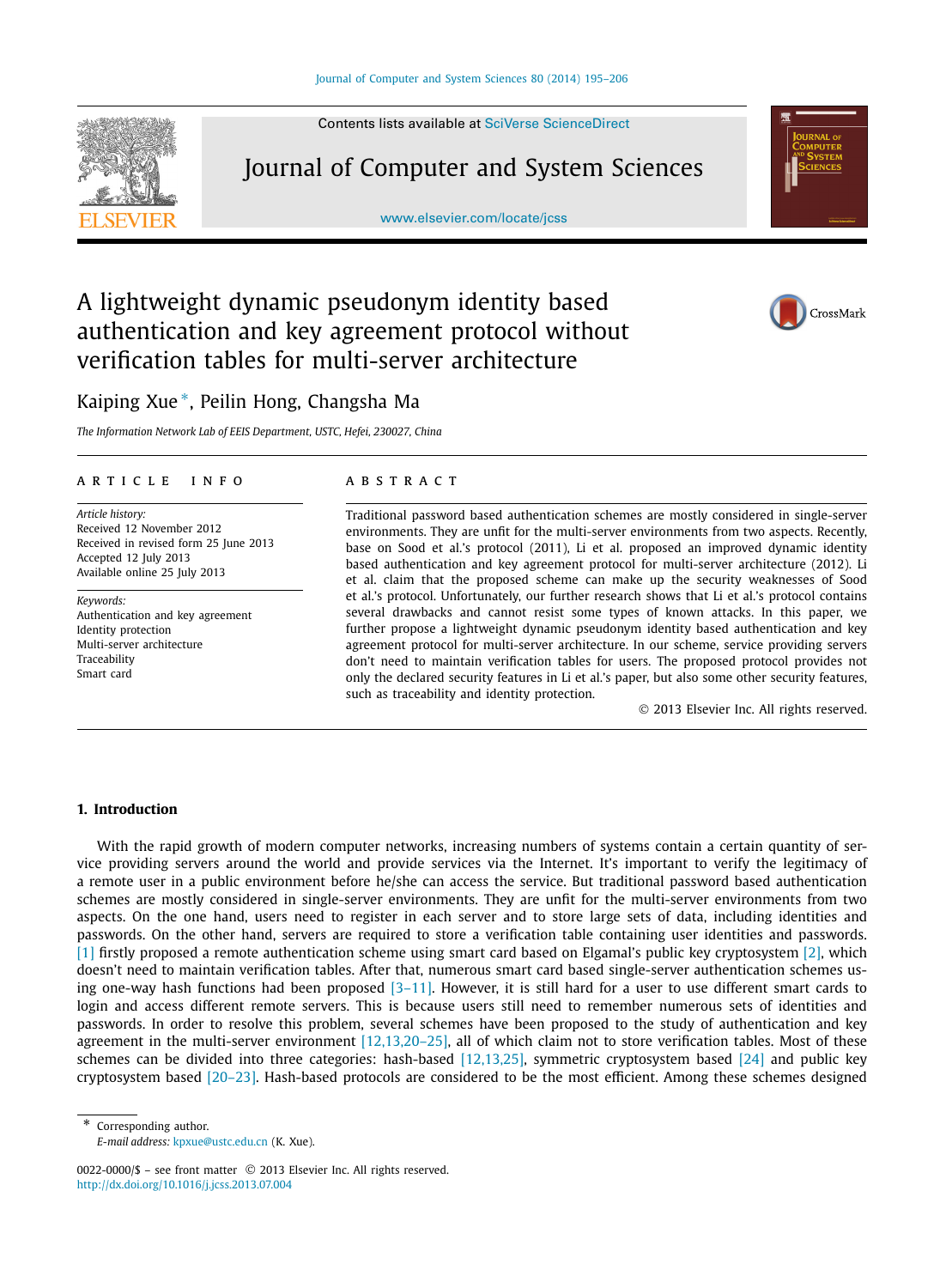# A lightweight dynamic pseudonym identity based authentication and key agreement protocol without verification tables for multi-server architecture

Kaiping Xue*, Peilin Hong, Changsha Ma

*The Information Network Lab of EEIS Department, USTC, Hefei, 230027, China*

## ARTICLE INFO

*Article history:*
Received 12 November 2012
Received in revised form 25 June 2013
Accepted 12 July 2013
Available online 25 July 2013

*Keywords:*
Authentication and key agreement
Identity protection
Multi-server architecture
Traceability
Smart card

## ABSTRACT

Traditional password based authentication schemes are mostly considered in single-server environments. They are unfit for the multi-server environments from two aspects. Recently, base on Sood et al.'s protocol (2011), Li et al. proposed an improved dynamic identity based authentication and key agreement protocol for multi-server architecture (2012). Li et al. claim that the proposed scheme can make up the security weaknesses of Sood et al.'s protocol. Unfortunately, our further research shows that Li et al.'s protocol contains several drawbacks and cannot resist some types of known attacks. In this paper, we further propose a lightweight dynamic pseudonym identity based authentication and key agreement protocol for multi-server architecture. In our scheme, service providing servers don't need to maintain verification tables for users. The proposed protocol provides not only the declared security features in Li et al.'s paper, but also some other security features, such as traceability and identity protection.

© 2013 Elsevier Inc. All rights reserved.

## 1. Introduction

With the rapid growth of modern computer networks, increasing numbers of systems contain a certain quantity of service providing servers around the world and provide services via the Internet. It's important to verify the legitimacy of a remote user in a public environment before he/she can access the service. But traditional password based authentication schemes are mostly considered in single-server environments. They are unfit for the multi-server environments from two aspects. On the one hand, users need to register in each server and to store large sets of data, including identities and passwords. On the other hand, servers are required to store a verification table containing user identities and passwords. [1] firstly proposed a remote authentication scheme using smart card based on Elgamal's public key cryptosystem [2], which doesn't need to maintain verification tables. After that, numerous smart card based single-server authentication schemes using one-way hash functions had been proposed [3–11]. However, it is still hard for a user to use different smart cards to login and access different remote servers. This is because users still need to remember numerous sets of identities and passwords. In order to resolve this problem, several schemes have been proposed to the study of authentication and key agreement in the multi-server environment [12,13,20–25], all of which claim not to store verification tables. Most of these schemes can be divided into three categories: hash-based [12,13,25], symmetric cryptosystem based [24] and public key cryptosystem based [20–23]. Hash-based protocols are considered to be the most efficient. Among these schemes designed

---

* Corresponding author.
*E-mail address:* kpxue@ustc.edu.cn (K. Xue).

0022-0000/$ – see front matter © 2013 Elsevier Inc. All rights reserved.
http://dx.doi.org/10.1016/j.jcss.2013.07.004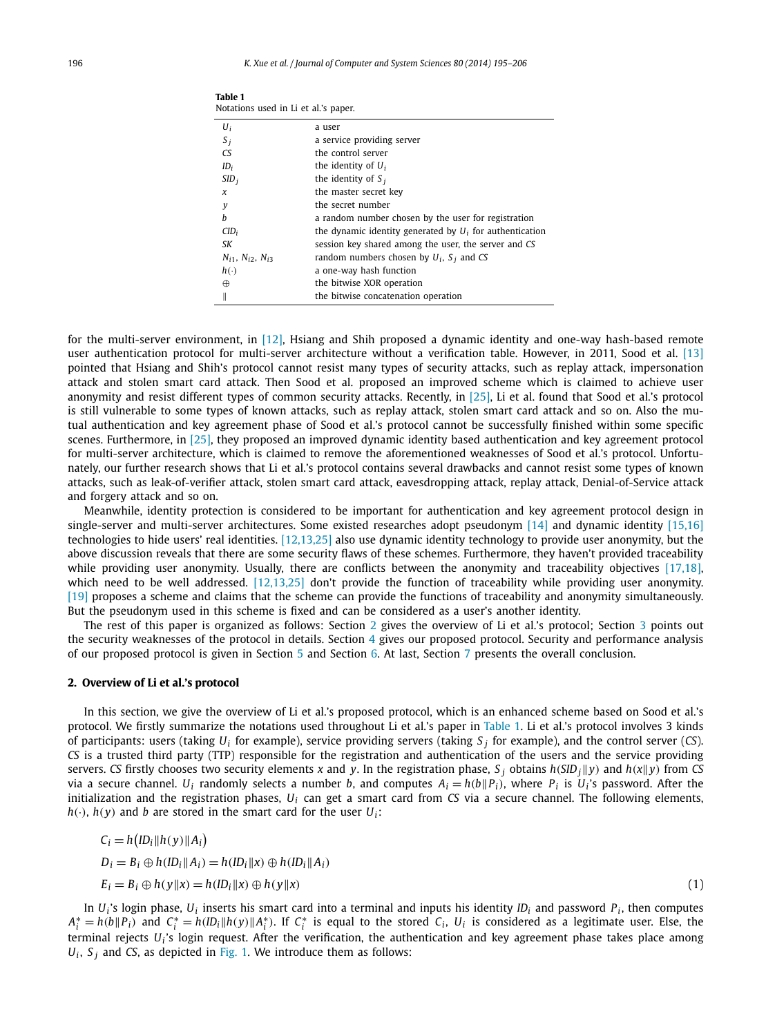**Table 1**
Notations used in Li et al.'s paper.

| | |
|---|---|
| $U_i$ | a user |
| $S_j$ | a service providing server |
| $CS$ | the control server |
| $ID_i$ | the identity of $U_i$ |
| $SID_j$ | the identity of $S_j$ |
| $x$ | the master secret key |
| $y$ | the secret number |
| $b$ | a random number chosen by the user for registration |
| $CID_i$ | the dynamic identity generated by $U_i$ for authentication |
| $SK$ | session key shared among the user, the server and $CS$ |
| $N_{i1}$, $N_{i2}$, $N_{i3}$ | random numbers chosen by $U_i$, $S_j$ and $CS$ |
| $h(\cdot)$ | a one-way hash function |
| $\oplus$ | the bitwise XOR operation |
| $\|$ | the bitwise concatenation operation |

for the multi-server environment, in [12], Hsiang and Shih proposed a dynamic identity and one-way hash-based remote user authentication protocol for multi-server architecture without a verification table. However, in 2011, Sood et al. [13] pointed that Hsiang and Shih's protocol cannot resist many types of security attacks, such as replay attack, impersonation attack and stolen smart card attack. Then Sood et al. proposed an improved scheme which is claimed to achieve user anonymity and resist different types of common security attacks. Recently, in [25], Li et al. found that Sood et al.'s protocol is still vulnerable to some types of known attacks, such as replay attack, stolen smart card attack and so on. Also the mutual authentication and key agreement phase of Sood et al.'s protocol cannot be successfully finished within some specific scenes. Furthermore, in [25], they proposed an improved dynamic identity based authentication and key agreement protocol for multi-server architecture, which is claimed to remove the aforementioned weaknesses of Sood et al.'s protocol. Unfortunately, our further research shows that Li et al.'s protocol contains several drawbacks and cannot resist some types of known attacks, such as leak-of-verifier attack, stolen smart card attack, eavesdropping attack, replay attack, Denial-of-Service attack and forgery attack and so on.

Meanwhile, identity protection is considered to be important for authentication and key agreement protocol design in single-server and multi-server architectures. Some existed researches adopt pseudonym [14] and dynamic identity [15,16] technologies to hide users' real identities. [12,13,25] also use dynamic identity technology to provide user anonymity, but the above discussion reveals that there are some security flaws of these schemes. Furthermore, they haven't provided traceability while providing user anonymity. Usually, there are conflicts between the anonymity and traceability objectives [17,18], which need to be well addressed. [12,13,25] don't provide the function of traceability while providing user anonymity. [19] proposes a scheme and claims that the scheme can provide the functions of traceability and anonymity simultaneously. But the pseudonym used in this scheme is fixed and can be considered as a user's another identity.

The rest of this paper is organized as follows: Section 2 gives the overview of Li et al.'s protocol; Section 3 points out the security weaknesses of the protocol in details. Section 4 gives our proposed protocol. Security and performance analysis of our proposed protocol is given in Section 5 and Section 6. At last, Section 7 presents the overall conclusion.

## 2. Overview of Li et al.'s protocol

In this section, we give the overview of Li et al.'s proposed protocol, which is an enhanced scheme based on Sood et al.'s protocol. We firstly summarize the notations used throughout Li et al.'s paper in Table 1. Li et al.'s protocol involves 3 kinds of participants: users (taking $U_i$ for example), service providing servers (taking $S_j$ for example), and the control server ($CS$). $CS$ is a trusted third party (TTP) responsible for the registration and authentication of the users and the service providing servers. $CS$ firstly chooses two security elements $x$ and $y$. In the registration phase, $S_j$ obtains $h(SID_j\|y)$ and $h(x\|y)$ from $CS$ via a secure channel. $U_i$ randomly selects a number $b$, and computes $A_i = h(b\|P_i)$, where $P_i$ is $U_i$'s password. After the initialization and the registration phases, $U_i$ can get a smart card from $CS$ via a secure channel. The following elements, $h(\cdot)$, $h(y)$ and $b$ are stored in the smart card for the user $U_i$:

$$
\begin{aligned}
C_i &= h\big(ID_i\|h(y)\|A_i\big) \\
D_i &= B_i \oplus h(ID_i\|A_i) = h(ID_i\|x) \oplus h(ID_i\|A_i) \\
E_i &= B_i \oplus h(y\|x) = h(ID_i\|x) \oplus h(y\|x)
\end{aligned}
\tag{1}
$$

In $U_i$'s login phase, $U_i$ inserts his smart card into a terminal and inputs his identity $ID_i$ and password $P_i$, then computes $A_i^* = h(b\|P_i)$ and $C_i^* = h(ID_i\|h(y)\|A_i^*)$. If $C_i^*$ is equal to the stored $C_i$, $U_i$ is considered as a legitimate user. Else, the terminal rejects $U_i$'s login request. After the verification, the authentication and key agreement phase takes place among $U_i$, $S_j$ and $CS$, as depicted in Fig. 1. We introduce them as follows: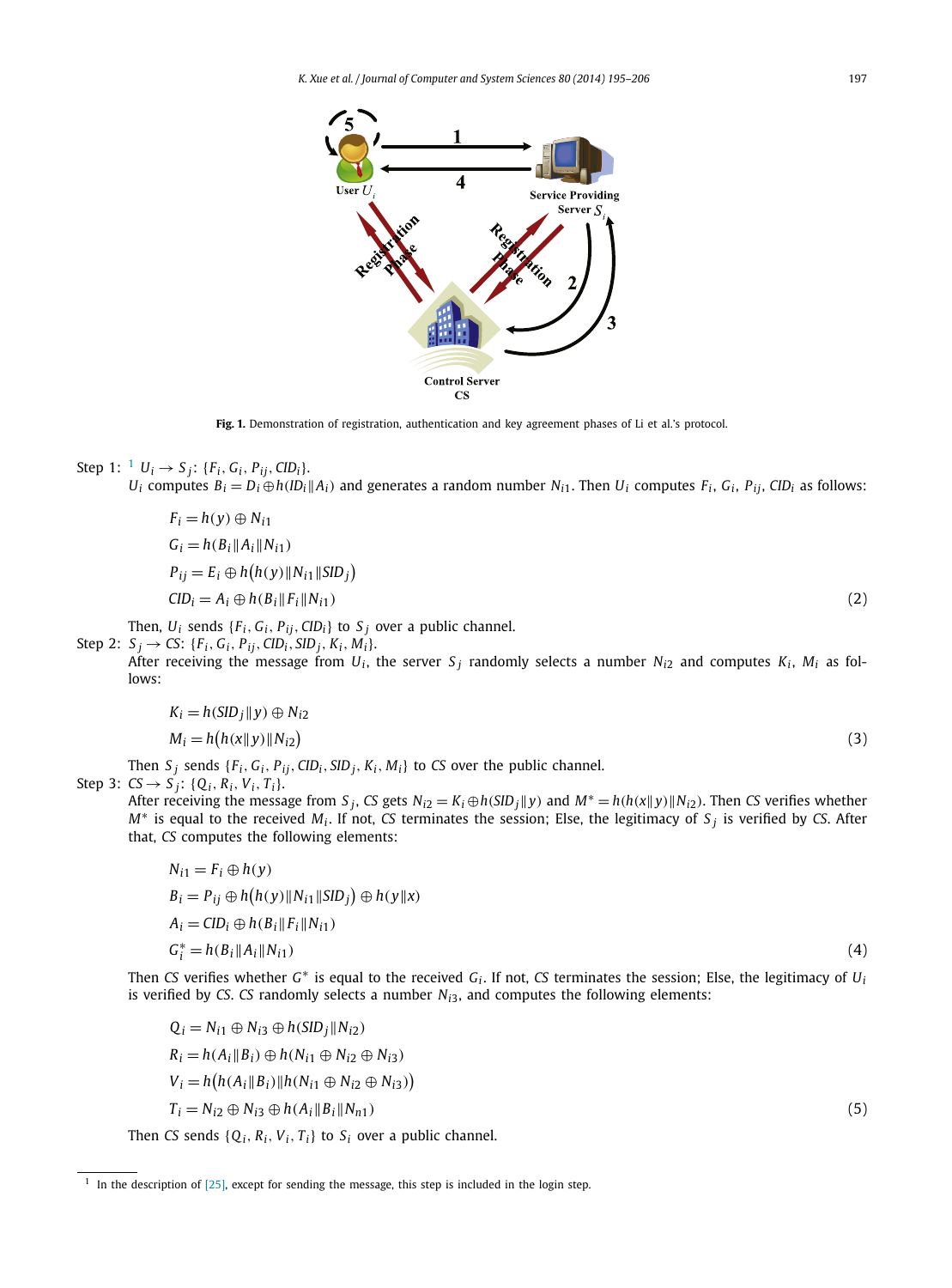Fig. 1. Demonstration of registration, authentication and key agreement phases of Li et al.'s protocol.

Step 1: [1] $U_i \to S_j$: $\{F_i, G_i, P_{ij}, CID_i\}$.

$U_i$ computes $B_i = D_i \oplus h(ID_i \| A_i)$ and generates a random number $N_{i1}$. Then $U_i$ computes $F_i$, $G_i$, $P_{ij}$, $CID_i$ as follows:

$$
\begin{aligned}
F_i &= h(y) \oplus N_{i1} \\
G_i &= h(B_i \| A_i \| N_{i1}) \\
P_{ij} &= E_i \oplus h\big(h(y) \| N_{i1} \| SID_j\big) \\
CID_i &= A_i \oplus h(B_i \| F_i \| N_{i1})
\end{aligned}
\tag{2}
$$

Then, $U_i$ sends $\{F_i, G_i, P_{ij}, CID_i\}$ to $S_j$ over a public channel.

Step 2: $S_j \to CS$: $\{F_i, G_i, P_{ij}, CID_i, SID_j, K_i, M_i\}$.

After receiving the message from $U_i$, the server $S_j$ randomly selects a number $N_{i2}$ and computes $K_i$, $M_i$ as follows:

$$
\begin{aligned}
K_i &= h(SID_j \| y) \oplus N_{i2} \\
M_i &= h\big(h(x \| y) \| N_{i2}\big)
\end{aligned}
\tag{3}
$$

Then $S_j$ sends $\{F_i, G_i, P_{ij}, CID_i, SID_j, K_i, M_i\}$ to $CS$ over the public channel.

Step 3: $CS \to S_j$: $\{Q_i, R_i, V_i, T_i\}$.

After receiving the message from $S_j$, $CS$ gets $N_{i2} = K_i \oplus h(SID_j \| y)$ and $M^* = h(h(x \| y) \| N_{i2})$. Then $CS$ verifies whether $M^*$ is equal to the received $M_i$. If not, $CS$ terminates the session; Else, the legitimacy of $S_j$ is verified by $CS$. After that, $CS$ computes the following elements:

$$
\begin{aligned}
N_{i1} &= F_i \oplus h(y) \\
B_i &= P_{ij} \oplus h\big(h(y) \| N_{i1} \| SID_j\big) \oplus h(y \| x) \\
A_i &= CID_i \oplus h(B_i \| F_i \| N_{i1}) \\
G_i^* &= h(B_i \| A_i \| N_{i1})
\end{aligned}
\tag{4}
$$

Then $CS$ verifies whether $G^*$ is equal to the received $G_i$. If not, $CS$ terminates the session; Else, the legitimacy of $U_i$ is verified by $CS$. $CS$ randomly selects a number $N_{i3}$, and computes the following elements:

$$
\begin{aligned}
Q_i &= N_{i1} \oplus N_{i3} \oplus h(SID_j \| N_{i2}) \\
R_i &= h(A_i \| B_i) \oplus h(N_{i1} \oplus N_{i2} \oplus N_{i3}) \\
V_i &= h\big(h(A_i \| B_i) \| h(N_{i1} \oplus N_{i2} \oplus N_{i3})\big) \\
T_i &= N_{i2} \oplus N_{i3} \oplus h(A_i \| B_i \| N_{n1})
\end{aligned}
\tag{5}
$$

Then $CS$ sends $\{Q_i, R_i, V_i, T_i\}$ to $S_i$ over a public channel.

[1] In the description of [25], except for sending the message, this step is included in the login step.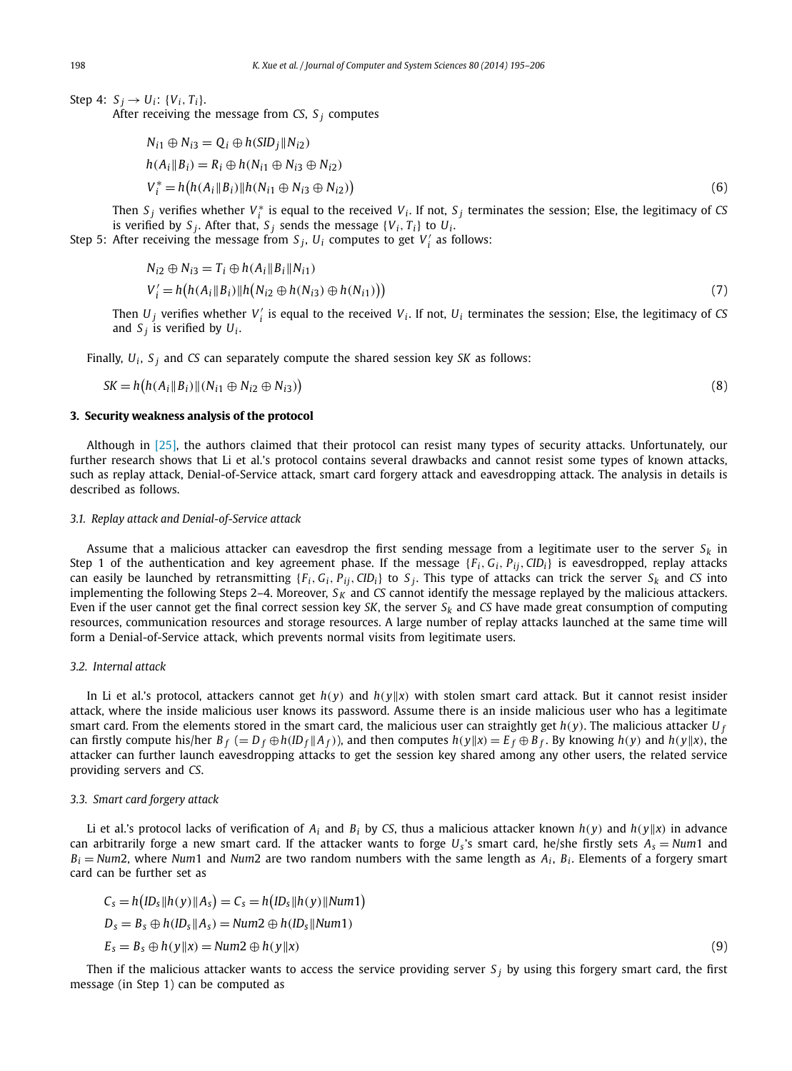Step 4: $S_j \rightarrow U_i$: $\{V_i, T_i\}$.
After receiving the message from *CS*, $S_j$ computes

$$
\begin{aligned}
& N_{i1} \oplus N_{i3} = Q_i \oplus h(SID_j \| N_{i2}) \\
& h(A_i \| B_i) = R_i \oplus h(N_{i1} \oplus N_{i3} \oplus N_{i2}) \\
& V_i^* = h\big(h(A_i \| B_i) \| h(N_{i1} \oplus N_{i3} \oplus N_{i2})\big)
\end{aligned}
\tag{6}
$$

Then $S_j$ verifies whether $V_i^*$ is equal to the received $V_i$. If not, $S_j$ terminates the session; Else, the legitimacy of *CS* is verified by $S_j$. After that, $S_j$ sends the message $\{V_i, T_i\}$ to $U_i$.

Step 5: After receiving the message from $S_j$, $U_i$ computes to get $V_i'$ as follows:

$$
\begin{aligned}
& N_{i2} \oplus N_{i3} = T_i \oplus h(A_i \| B_i \| N_{i1}) \\
& V_i' = h\big(h(A_i \| B_i) \| h\big(N_{i2} \oplus h(N_{i3}) \oplus h(N_{i1})\big)\big)
\end{aligned}
\tag{7}
$$

Then $U_j$ verifies whether $V_i'$ is equal to the received $V_i$. If not, $U_i$ terminates the session; Else, the legitimacy of *CS* and $S_j$ is verified by $U_i$.

Finally, $U_i$, $S_j$ and *CS* can separately compute the shared session key *SK* as follows:

$$
SK = h\big(h(A_i \| B_i) \| (N_{i1} \oplus N_{i2} \oplus N_{i3})\big) \tag{8}
$$

## 3. Security weakness analysis of the protocol

Although in [25], the authors claimed that their protocol can resist many types of security attacks. Unfortunately, our further research shows that Li et al.'s protocol contains several drawbacks and cannot resist some types of known attacks, such as replay attack, Denial-of-Service attack, smart card forgery attack and eavesdropping attack. The analysis in details is described as follows.

### 3.1. Replay attack and Denial-of-Service attack

Assume that a malicious attacker can eavesdrop the first sending message from a legitimate user to the server $S_k$ in Step 1 of the authentication and key agreement phase. If the message $\{F_i, G_i, P_{ij}, CID_i\}$ is eavesdropped, replay attacks can easily be launched by retransmitting $\{F_i, G_i, P_{ij}, CID_i\}$ to $S_j$. This type of attacks can trick the server $S_k$ and *CS* into implementing the following Steps 2–4. Moreover, $S_K$ and *CS* cannot identify the message replayed by the malicious attackers. Even if the user cannot get the final correct session key *SK*, the server $S_k$ and *CS* have made great consumption of computing resources, communication resources and storage resources. A large number of replay attacks launched at the same time will form a Denial-of-Service attack, which prevents normal visits from legitimate users.

### 3.2. Internal attack

In Li et al.'s protocol, attackers cannot get $h(y)$ and $h(y\|x)$ with stolen smart card attack. But it cannot resist insider attack, where the inside malicious user knows its password. Assume there is an inside malicious user who has a legitimate smart card. From the elements stored in the smart card, the malicious user can straightly get $h(y)$. The malicious attacker $U_f$ can firstly compute his/her $B_f$ $(= D_f \oplus h(ID_f \| A_f))$, and then computes $h(y\|x) = E_f \oplus B_f$. By knowing $h(y)$ and $h(y\|x)$, the attacker can further launch eavesdropping attacks to get the session key shared among any other users, the related service providing servers and *CS*.

### 3.3. Smart card forgery attack

Li et al.'s protocol lacks of verification of $A_i$ and $B_i$ by *CS*, thus a malicious attacker known $h(y)$ and $h(y\|x)$ in advance can arbitrarily forge a new smart card. If the attacker wants to forge $U_s$'s smart card, he/she firstly sets $A_s = Num1$ and $B_i = Num2$, where *Num*1 and *Num*2 are two random numbers with the same length as $A_i$, $B_i$. Elements of a forgery smart card can be further set as

$$
\begin{aligned}
& C_s = h\big(ID_s \| h(y) \| A_s\big) = C_s = h\big(ID_s \| h(y) \| Num1\big) \\
& D_s = B_s \oplus h(ID_s \| A_s) = Num2 \oplus h(ID_s \| Num1) \\
& E_s = B_s \oplus h(y \| x) = Num2 \oplus h(y \| x)
\end{aligned}
\tag{9}
$$

Then if the malicious attacker wants to access the service providing server $S_j$ by using this forgery smart card, the first message (in Step 1) can be computed as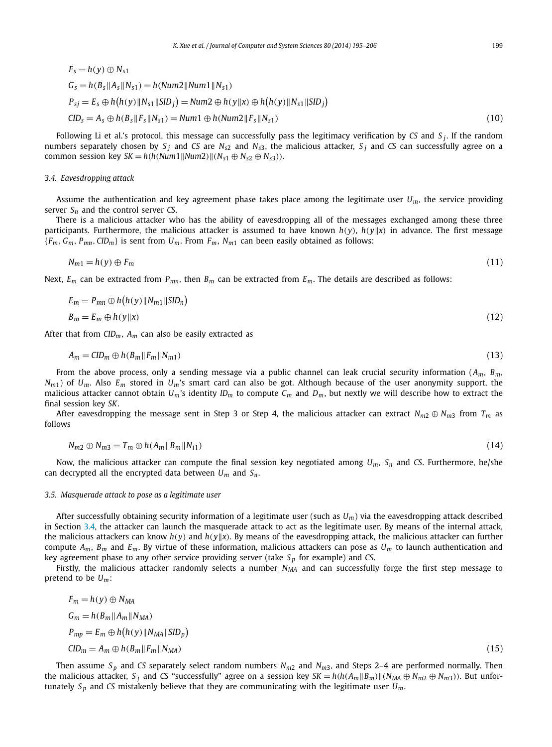$$
\begin{aligned}
F_s &= h(y) \oplus N_{s1} \\
G_s &= h(B_s \| A_s \| N_{s1}) = h(Num2 \| Num1 \| N_{s1}) \\
P_{sj} &= E_s \oplus h\big(h(y) \| N_{s1} \| SID_j\big) = Num2 \oplus h(y \| x) \oplus h\big(h(y) \| N_{s1} \| SID_j\big) \\
CID_s &= A_s \oplus h(B_s \| F_s \| N_{s1}) = Num1 \oplus h(Num2 \| F_s \| N_{s1})
\end{aligned} \tag{10}
$$

Following Li et al.'s protocol, this message can successfully pass the legitimacy verification by $CS$ and $S_j$. If the random numbers separately chosen by $S_j$ and $CS$ are $N_{s2}$ and $N_{s3}$, the malicious attacker, $S_j$ and $CS$ can successfully agree on a common session key $SK = h(h(Num1 \| Num2) \| (N_{s1} \oplus N_{s2} \oplus N_{s3}))$.

### 3.4. Eavesdropping attack

Assume the authentication and key agreement phase takes place among the legitimate user $U_m$, the service providing server $S_n$ and the control server $CS$.

There is a malicious attacker who has the ability of eavesdropping all of the messages exchanged among these three participants. Furthermore, the malicious attacker is assumed to have known $h(y)$, $h(y\|x)$ in advance. The first message $\{F_m, G_m, P_{mn}, CID_m\}$ is sent from $U_m$. From $F_m$, $N_{m1}$ can been easily obtained as follows:

$$
N_{m1} = h(y) \oplus F_m \tag{11}
$$

Next, $E_m$ can be extracted from $P_{mn}$, then $B_m$ can be extracted from $E_m$. The details are described as follows:

$$
\begin{aligned}
E_m &= P_{mn} \oplus h\big(h(y) \| N_{m1} \| SID_n\big) \\
B_m &= E_m \oplus h(y \| x)
\end{aligned} \tag{12}
$$

After that from $CID_m$, $A_m$ can also be easily extracted as

$$
A_m = CID_m \oplus h(B_m \| F_m \| N_{m1}) \tag{13}
$$

From the above process, only a sending message via a public channel can leak crucial security information ($A_m$, $B_m$, $N_{m1}$) of $U_m$. Also $E_m$ stored in $U_m$'s smart card can also be got. Although because of the user anonymity support, the malicious attacker cannot obtain $U_m$'s identity $ID_m$ to compute $C_m$ and $D_m$, but nextly we will describe how to extract the final session key $SK$.

After eavesdropping the message sent in Step 3 or Step 4, the malicious attacker can extract $N_{m2} \oplus N_{m3}$ from $T_m$ as follows

$$
N_{m2} \oplus N_{m3} = T_m \oplus h(A_m \| B_m \| N_{i1}) \tag{14}
$$

Now, the malicious attacker can compute the final session key negotiated among $U_m$, $S_n$ and $CS$. Furthermore, he/she can decrypted all the encrypted data between $U_m$ and $S_n$.

### 3.5. Masquerade attack to pose as a legitimate user

After successfully obtaining security information of a legitimate user (such as $U_m$) via the eavesdropping attack described in Section 3.4, the attacker can launch the masquerade attack to act as the legitimate user. By means of the internal attack, the malicious attackers can know $h(y)$ and $h(y\|x)$. By means of the eavesdropping attack, the malicious attacker can further compute $A_m$, $B_m$ and $E_m$. By virtue of these information, malicious attackers can pose as $U_m$ to launch authentication and key agreement phase to any other service providing server (take $S_p$ for example) and $CS$.

Firstly, the malicious attacker randomly selects a number $N_{MA}$ and can successfully forge the first step message to pretend to be $U_m$:

$$
\begin{aligned}
F_m &= h(y) \oplus N_{MA} \\
G_m &= h(B_m \| A_m \| N_{MA}) \\
P_{mp} &= E_m \oplus h\big(h(y) \| N_{MA} \| SID_p\big) \\
CID_m &= A_m \oplus h(B_m \| F_m \| N_{MA})
\end{aligned} \tag{15}
$$

Then assume $S_p$ and $CS$ separately select random numbers $N_{m2}$ and $N_{m3}$, and Steps 2–4 are performed normally. Then the malicious attacker, $S_j$ and $CS$ "successfully" agree on a session key $SK = h(h(A_m \| B_m) \| (N_{MA} \oplus N_{m2} \oplus N_{m3}))$. But unfortunately $S_p$ and $CS$ mistakenly believe that they are communicating with the legitimate user $U_m$.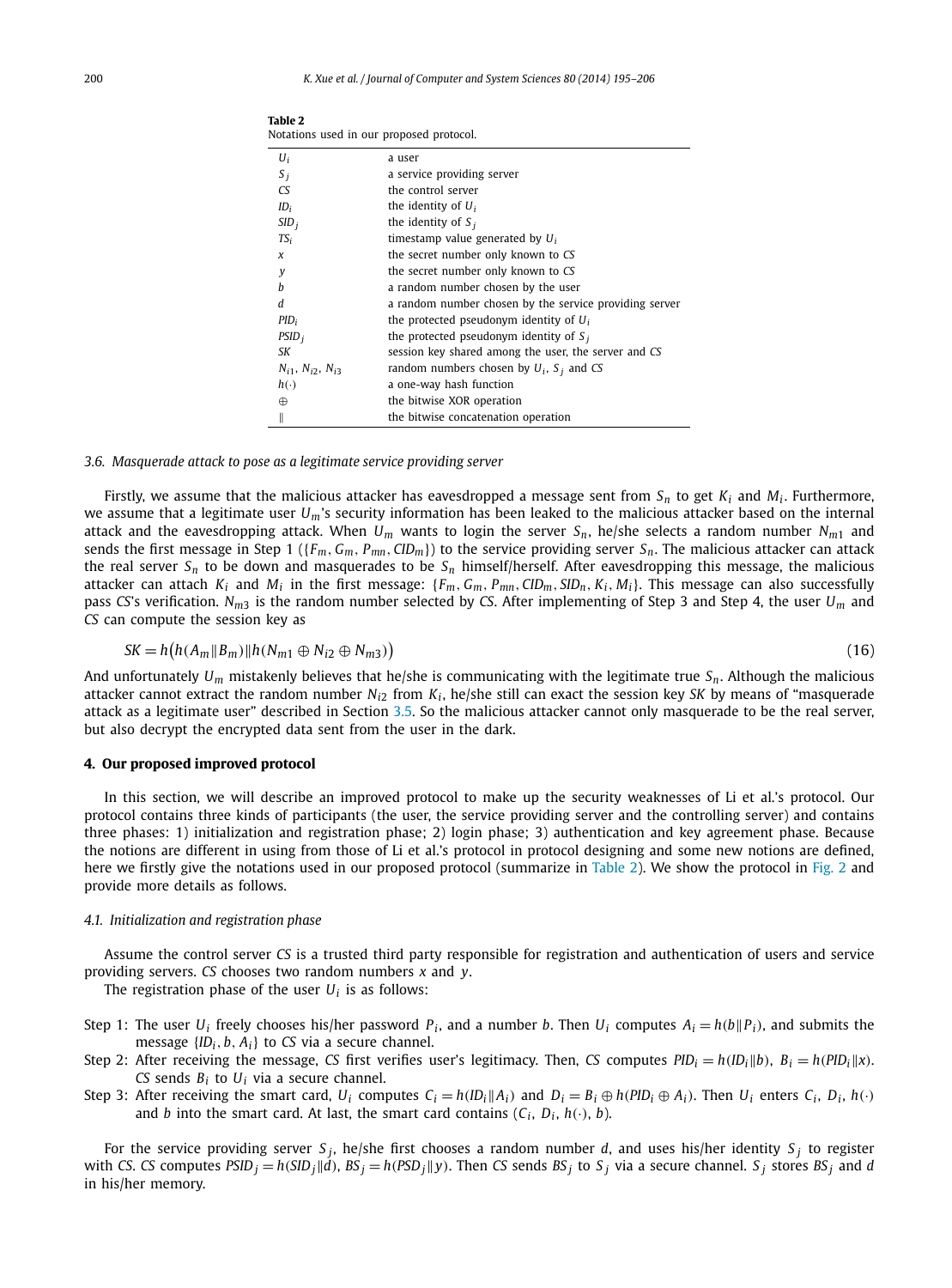**Table 2**
Notations used in our proposed protocol.

| | |
|---|---|
| $U_i$ | a user |
| $S_j$ | a service providing server |
| $CS$ | the control server |
| $ID_i$ | the identity of $U_i$ |
| $SID_j$ | the identity of $S_j$ |
| $TS_i$ | timestamp value generated by $U_i$ |
| $x$ | the secret number only known to $CS$ |
| $y$ | the secret number only known to $CS$ |
| $b$ | a random number chosen by the user |
| $d$ | a random number chosen by the service providing server |
| $PID_i$ | the protected pseudonym identity of $U_i$ |
| $PSID_j$ | the protected pseudonym identity of $S_j$ |
| $SK$ | session key shared among the user, the server and $CS$ |
| $N_{i1}$, $N_{i2}$, $N_{i3}$ | random numbers chosen by $U_i$, $S_j$ and $CS$ |
| $h(\cdot)$ | a one-way hash function |
| $\oplus$ | the bitwise XOR operation |
| $\|$ | the bitwise concatenation operation |

### 3.6. Masquerade attack to pose as a legitimate service providing server

Firstly, we assume that the malicious attacker has eavesdropped a message sent from $S_n$ to get $K_i$ and $M_i$. Furthermore, we assume that a legitimate user $U_m$'s security information has been leaked to the malicious attacker based on the internal attack and the eavesdropping attack. When $U_m$ wants to login the server $S_n$, he/she selects a random number $N_{m1}$ and sends the first message in Step 1 ($\{F_m, G_m, P_{mn}, CID_m\}$) to the service providing server $S_n$. The malicious attacker can attack the real server $S_n$ to be down and masquerades to be $S_n$ himself/herself. After eavesdropping this message, the malicious attacker can attach $K_i$ and $M_i$ in the first message: $\{F_m, G_m, P_{mn}, CID_m, SID_n, K_i, M_i\}$. This message can also successfully pass $CS$'s verification. $N_{m3}$ is the random number selected by $CS$. After implementing of Step 3 and Step 4, the user $U_m$ and $CS$ can compute the session key as

$$SK = h\big(h(A_m \| B_m) \| h(N_{m1} \oplus N_{i2} \oplus N_{m3})\big) \tag{16}$$

And unfortunately $U_m$ mistakenly believes that he/she is communicating with the legitimate true $S_n$. Although the malicious attacker cannot extract the random number $N_{i2}$ from $K_i$, he/she still can exact the session key $SK$ by means of "masquerade attack as a legitimate user" described in Section 3.5. So the malicious attacker cannot only masquerade to be the real server, but also decrypt the encrypted data sent from the user in the dark.

## 4. Our proposed improved protocol

In this section, we will describe an improved protocol to make up the security weaknesses of Li et al.'s protocol. Our protocol contains three kinds of participants (the user, the service providing server and the controlling server) and contains three phases: 1) initialization and registration phase; 2) login phase; 3) authentication and key agreement phase. Because the notions are different in using from those of Li et al.'s protocol in protocol designing and some new notions are defined, here we firstly give the notations used in our proposed protocol (summarize in Table 2). We show the protocol in Fig. 2 and provide more details as follows.

### 4.1. Initialization and registration phase

Assume the control server $CS$ is a trusted third party responsible for registration and authentication of users and service providing servers. $CS$ chooses two random numbers $x$ and $y$.

The registration phase of the user $U_i$ is as follows:

- Step 1: The user $U_i$ freely chooses his/her password $P_i$, and a number $b$. Then $U_i$ computes $A_i = h(b \| P_i)$, and submits the message $\{ID_i, b, A_i\}$ to $CS$ via a secure channel.
- Step 2: After receiving the message, $CS$ first verifies user's legitimacy. Then, $CS$ computes $PID_i = h(ID_i \| b)$, $B_i = h(PID_i \| x)$. $CS$ sends $B_i$ to $U_i$ via a secure channel.
- Step 3: After receiving the smart card, $U_i$ computes $C_i = h(ID_i \| A_i)$ and $D_i = B_i \oplus h(PID_i \oplus A_i)$. Then $U_i$ enters $C_i$, $D_i$, $h(\cdot)$ and $b$ into the smart card. At last, the smart card contains ($C_i$, $D_i$, $h(\cdot)$, $b$).

For the service providing server $S_j$, he/she first chooses a random number $d$, and uses his/her identity $S_j$ to register with $CS$. $CS$ computes $PSID_j = h(SID_j \| d)$, $BS_j = h(PSD_j \| y)$. Then $CS$ sends $BS_j$ to $S_j$ via a secure channel. $S_j$ stores $BS_j$ and $d$ in his/her memory.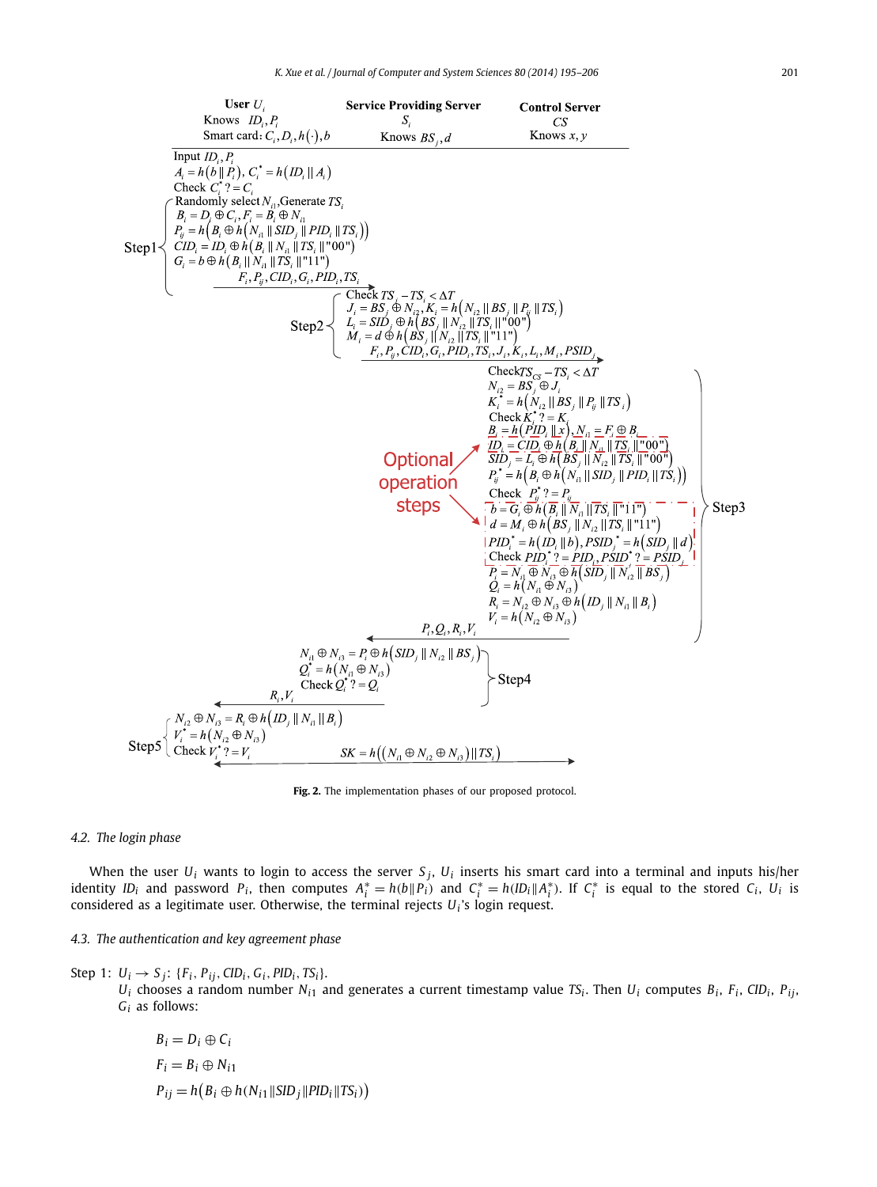| User $U_i$ | Service Providing Server $S_j$ | Control Server $CS$ |
|---|---|---|
| Knows $ID_i, P_i$; Smart card: $C_i, D_i, h(\cdot), b$ | Knows $BS_j, d$ | Knows $x, y$ |

**Step1** ($U_i$):

Input $ID_i, P_i$

$A_i = h(b \| P_i)$, $C_i^* = h(ID_i \| A_i)$

Check $C_i^* ? = C_i$

Randomly select $N_{i1}$, Generate $TS_i$

$B_i = D_i \oplus C_i$, $F_i = B_i \oplus N_{i1}$

$P_{ij} = h\big(B_i \oplus h(N_{i1} \| SID_j \| PID_i \| TS_i)\big)$

$CID_i = ID_i \oplus h(B_i \| N_{i1} \| TS_i \| \text{"00"})$

$G_i = b \oplus h(B_i \| N_{i1} \| TS_i \| \text{"11"})$

$U_i \to S_j$: $F_i, P_{ij}, CID_i, G_i, PID_i, TS_i$

**Step2** ($S_j$):

Check $TS_j - TS_i < \Delta T$

$J_i = BS_j \oplus N_{i2}$, $K_i = h(N_{i2} \| BS_j \| P_{ij} \| TS_i)$

$L_i = SID_j \oplus h(BS_j \| N_{i2} \| TS_i \| \text{"00"})$

$M_i = d \oplus h(BS_j \| N_{i2} \| TS_i \| \text{"11"})$

$S_j \to CS$: $F_i, P_{ij}, CID_i, G_i, PID_i, TS_i, J_i, K_i, L_i, M_i, PSID_j$

**Step3** ($CS$):

Check $TS_{CS} - TS_i < \Delta T$

$N_{i2} = BS_j \oplus J_i$

$K_i^* = h(N_{i2} \| BS_j \| P_{ij} \| TS_i)$

Check $K_i^* ? = K_i$

$B_i = h(PID_i \| x)$, $N_{i1} = F_i \oplus B_i$

$ID_i = CID_i \oplus h(B_i \| N_{i1} \| TS_i \| \text{"00"})$

$SID_j = L_i \oplus h(BS_j \| N_{i2} \| TS_i \| \text{"00"})$

$P_{ij}^* = h\big(B_i \oplus h(N_{i1} \| SID_j \| PID_i \| TS_i)\big)$

Check $P_{ij}^* ? = P_{ij}$

Optional operation steps:

$b = G_i \oplus h(B_i \| N_{i1} \| TS_i \| \text{"11"})$

$d = M_i \oplus h(BS_j \| N_{i2} \| TS_i \| \text{"11"})$

$PID_i^* = h(ID_i \| b)$, $PSID_j^* = h(SID_j \| d)$

Check $PID_i^* ? = PID_i$, $PSID_j^* ? = PSID_j$

$P_i = N_{i1} \oplus N_{i3} \oplus h(SID_j \| N_{i2} \| BS_j)$

$Q_i = h(N_{i1} \oplus N_{i3})$

$R_i = N_{i2} \oplus N_{i3} \oplus h(ID_j \| N_{i1} \| B_i)$

$V_i = h(N_{i2} \oplus N_{i3})$

$CS \to S_j$: $P_i, Q_i, R_i, V_i$

**Step4** ($S_j$):

$N_{i1} \oplus N_{i3} = P_i \oplus h(SID_j \| N_{i2} \| BS_j)$

$Q_i^* = h(N_{i1} \oplus N_{i3})$

Check $Q_i^* ? = Q_i$

$S_j \to U_i$: $R_i, V_i$

**Step5** ($U_i$):

$N_{i2} \oplus N_{i3} = R_i \oplus h(ID_j \| N_{i1} \| B_i)$

$V_i^* = h(N_{i2} \oplus N_{i3})$

Check $V_i^* ? = V_i$

$SK = h\big((N_{i1} \oplus N_{i2} \oplus N_{i3}) \| TS_i\big)$

**Fig. 2.** The implementation phases of our proposed protocol.

### 4.2. The login phase

When the user $U_i$ wants to login to access the server $S_j$, $U_i$ inserts his smart card into a terminal and inputs his/her identity $ID_i$ and password $P_i$, then computes $A_i^* = h(b\|P_i)$ and $C_i^* = h(ID_i\|A_i^*)$. If $C_i^*$ is equal to the stored $C_i$, $U_i$ is considered as a legitimate user. Otherwise, the terminal rejects $U_i$'s login request.

### 4.3. The authentication and key agreement phase

Step 1: $U_i \to S_j$: $\{F_i, P_{ij}, CID_i, G_i, PID_i, TS_i\}$.

$U_i$ chooses a random number $N_{i1}$ and generates a current timestamp value $TS_i$. Then $U_i$ computes $B_i$, $F_i$, $CID_i$, $P_{ij}$, $G_i$ as follows:

$$B_i = D_i \oplus C_i$$

$$F_i = B_i \oplus N_{i1}$$

$$P_{ij} = h\big(B_i \oplus h(N_{i1}\|SID_j\|PID_i\|TS_i)\big)$$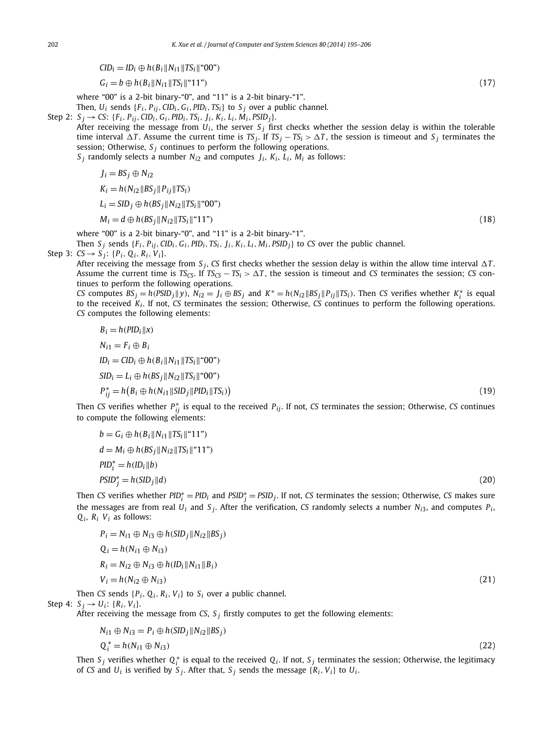$$CID_i = ID_i \oplus h(B_i \| N_{i1} \| TS_i \| \text{“00”})$$

$$G_i = b \oplus h(B_i \| N_{i1} \| TS_i \| \text{“11”}) \tag{17}$$

where “00” is a 2-bit binary-“0”, and “11” is a 2-bit binary-“1”.

Then, $U_i$ sends $\{F_i, P_{ij}, CID_i, G_i, PID_i, TS_i\}$ to $S_j$ over a public channel.

Step 2: $S_j \rightarrow CS$: $\{F_i, P_{ij}, CID_i, G_i, PID_i, TS_i, J_i, K_i, L_i, M_i, PSID_j\}$.

After receiving the message from $U_i$, the server $S_j$ first checks whether the session delay is within the tolerable time interval $\Delta T$. Assume the current time is $TS_j$. If $TS_j - TS_i > \Delta T$, the session is timeout and $S_j$ terminates the session; Otherwise, $S_j$ continues to perform the following operations.

$S_j$ randomly selects a number $N_{i2}$ and computes $J_i$, $K_i$, $L_i$, $M_i$ as follows:

$$J_i = BS_j \oplus N_{i2}$$

$$K_i = h(N_{i2} \| BS_j \| P_{ij} \| TS_i)$$

$$L_i = SID_j \oplus h(BS_j \| N_{i2} \| TS_i \| \text{“00”})$$

$$M_i = d \oplus h(BS_j \| N_{i2} \| TS_i \| \text{“11”}) \tag{18}$$

where “00” is a 2-bit binary-“0”, and “11” is a 2-bit binary-“1”.

Then $S_j$ sends $\{F_i, P_{ij}, CID_i, G_i, PID_i, TS_i, J_i, K_i, L_i, M_i, PSID_j\}$ to $CS$ over the public channel.

Step 3: $CS \rightarrow S_j$: $\{P_i, Q_i, R_i, V_i\}$.

After receiving the message from $S_j$, $CS$ first checks whether the session delay is within the allow time interval $\Delta T$. Assume the current time is $TS_{CS}$. If $TS_{CS} - TS_i > \Delta T$, the session is timeout and $CS$ terminates the session; $CS$ continues to perform the following operations.

$CS$ computes $BS_j = h(PSID_j \| y)$, $N_{i2} = J_i \oplus BS_j$ and $K^* = h(N_{i2} \| BS_j \| P_{ij} \| TS_i)$. Then $CS$ verifies whether $K_i^*$ is equal to the received $K_i$. If not, $CS$ terminates the session; Otherwise, $CS$ continues to perform the following operations. $CS$ computes the following elements:

$$B_i = h(PID_i \| x)$$

$$N_{i1} = F_i \oplus B_i$$

$$ID_i = CID_i \oplus h(B_i \| N_{i1} \| TS_i \| \text{“00”})$$

$$SID_i = L_i \oplus h(BS_j \| N_{i2} \| TS_i \| \text{“00”})$$

$$P_{ij}^* = h\big(B_i \oplus h(N_{i1} \| SID_j \| PID_i \| TS_i)\big) \tag{19}$$

Then $CS$ verifies whether $P_{ij}^*$ is equal to the received $P_{ij}$. If not, $CS$ terminates the session; Otherwise, $CS$ continues to compute the following elements:

$$b = G_i \oplus h(B_i \| N_{i1} \| TS_i \| \text{“11”})$$

$$d = M_i \oplus h(BS_j \| N_{i2} \| TS_i \| \text{“11”})$$

$$PID_i^* = h(ID_i \| b)$$

$$PSID_j^* = h(SID_j \| d) \tag{20}$$

Then $CS$ verifies whether $PID_i^* = PID_i$ and $PSID_j^* = PSID_j$. If not, $CS$ terminates the session; Otherwise, $CS$ makes sure the messages are from real $U_i$ and $S_j$. After the verification, $CS$ randomly selects a number $N_{i3}$, and computes $P_i$, $Q_i$, $R_i$ $V_i$ as follows:

$$P_i = N_{i1} \oplus N_{i3} \oplus h(SID_j \| N_{i2} \| BS_j)$$

$$Q_i = h(N_{i1} \oplus N_{i3})$$

$$R_i = N_{i2} \oplus N_{i3} \oplus h(ID_i \| N_{i1} \| B_i)$$

$$V_i = h(N_{i2} \oplus N_{i3}) \tag{21}$$

Then $CS$ sends $\{P_i, Q_i, R_i, V_i\}$ to $S_i$ over a public channel.

Step 4: $S_j \rightarrow U_i$: $\{R_i, V_i\}$.

After receiving the message from $CS$, $S_j$ firstly computes to get the following elements:

$$N_{i1} \oplus N_{i3} = P_i \oplus h(SID_j \| N_{i2} \| BS_j)$$

$$Q_i^* = h(N_{i1} \oplus N_{i3}) \tag{22}$$

Then $S_j$ verifies whether $Q_i^*$ is equal to the received $Q_i$. If not, $S_j$ terminates the session; Otherwise, the legitimacy of $CS$ and $U_i$ is verified by $S_j$. After that, $S_j$ sends the message $\{R_i, V_i\}$ to $U_i$.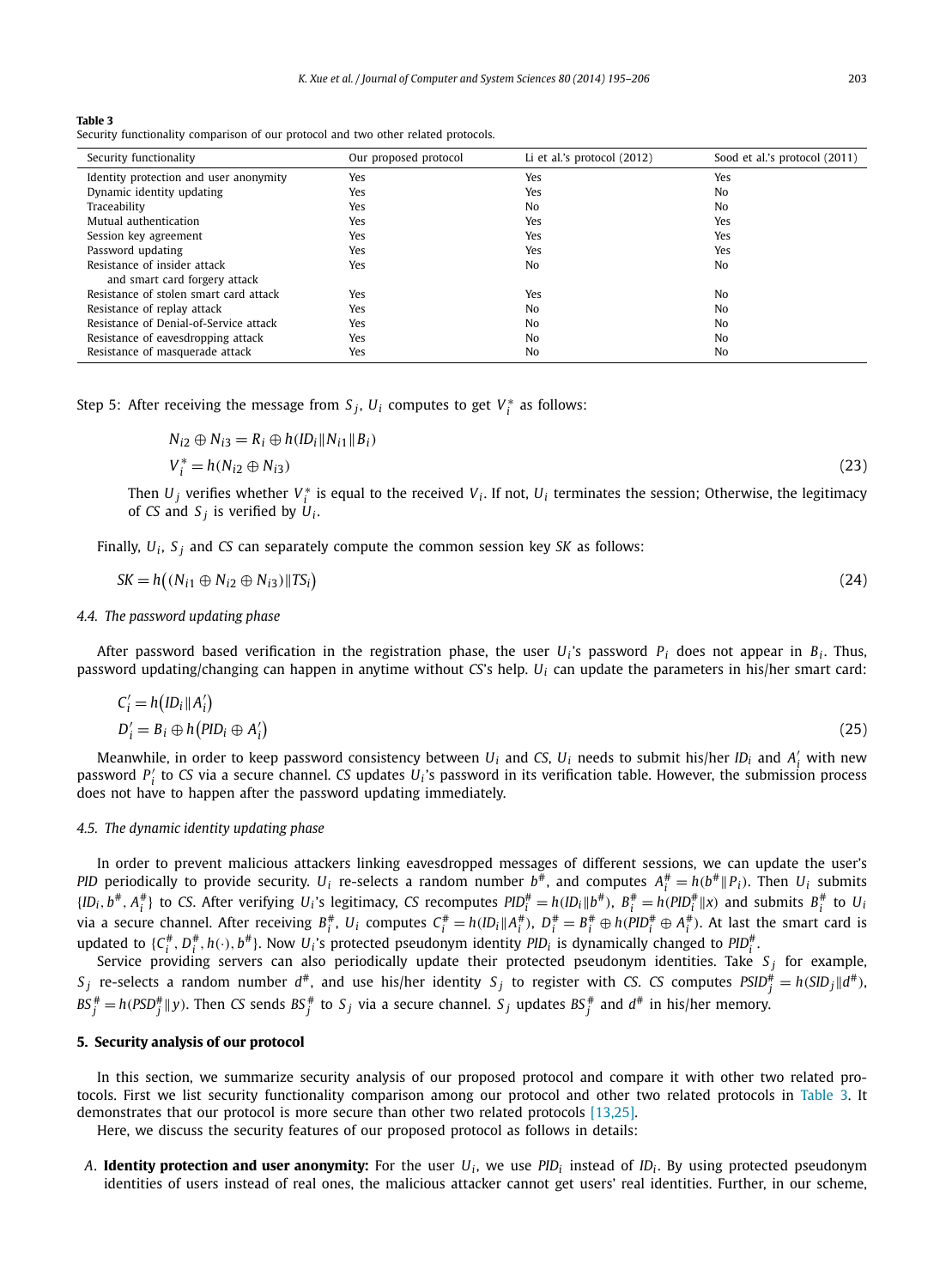**Table 3**
Security functionality comparison of our protocol and two other related protocols.

| Security functionality | Our proposed protocol | Li et al.'s protocol (2012) | Sood et al.'s protocol (2011) |
|---|---|---|---|
| Identity protection and user anonymity | Yes | Yes | Yes |
| Dynamic identity updating | Yes | Yes | No |
| Traceability | Yes | No | No |
| Mutual authentication | Yes | Yes | Yes |
| Session key agreement | Yes | Yes | Yes |
| Password updating | Yes | Yes | Yes |
| Resistance of insider attack and smart card forgery attack | Yes | No | No |
| Resistance of stolen smart card attack | Yes | Yes | No |
| Resistance of replay attack | Yes | No | No |
| Resistance of Denial-of-Service attack | Yes | No | No |
| Resistance of eavesdropping attack | Yes | No | No |
| Resistance of masquerade attack | Yes | No | No |

Step 5: After receiving the message from $S_j$, $U_i$ computes to get $V_i^*$ as follows:

$$N_{i2} \oplus N_{i3} = R_i \oplus h(ID_i \| N_{i1} \| B_i)$$
$$V_i^* = h(N_{i2} \oplus N_{i3}) \tag{23}$$

Then $U_j$ verifies whether $V_i^*$ is equal to the received $V_i$. If not, $U_i$ terminates the session; Otherwise, the legitimacy of *CS* and $S_j$ is verified by $U_i$.

Finally, $U_i$, $S_j$ and *CS* can separately compute the common session key *SK* as follows:

$$SK = h\big((N_{i1} \oplus N_{i2} \oplus N_{i3}) \| TS_i\big) \tag{24}$$

### 4.4. The password updating phase

After password based verification in the registration phase, the user $U_i$'s password $P_i$ does not appear in $B_i$. Thus, password updating/changing can happen in anytime without *CS*'s help. $U_i$ can update the parameters in his/her smart card:

$$C_i' = h\big(ID_i \| A_i'\big)$$
$$D_i' = B_i \oplus h\big(PID_i \oplus A_i'\big) \tag{25}$$

Meanwhile, in order to keep password consistency between $U_i$ and *CS*, $U_i$ needs to submit his/her $ID_i$ and $A_i'$ with new password $P_i'$ to *CS* via a secure channel. *CS* updates $U_i$'s password in its verification table. However, the submission process does not have to happen after the password updating immediately.

### 4.5. The dynamic identity updating phase

In order to prevent malicious attackers linking eavesdropped messages of different sessions, we can update the user's *PID* periodically to provide security. $U_i$ re-selects a random number $b^\#$, and computes $A_i^\# = h(b^\# \| P_i)$. Then $U_i$ submits $\{ID_i, b^\#, A_i^\#\}$ to *CS*. After verifying $U_i$'s legitimacy, *CS* recomputes $PID_i^\# = h(ID_i \| b^\#)$, $B_i^\# = h(PID_i^\# \| x)$ and submits $B_i^\#$ to $U_i$ via a secure channel. After receiving $B_i^\#$, $U_i$ computes $C_i^\# = h(ID_i \| A_i^\#)$, $D_i^\# = B_i^\# \oplus h(PID_i^\# \oplus A_i^\#)$. At last the smart card is updated to $\{C_i^\#, D_i^\#, h(\cdot), b^\#\}$. Now $U_i$'s protected pseudonym identity $PID_i$ is dynamically changed to $PID_i^\#$.

Service providing servers can also periodically update their protected pseudonym identities. Take $S_j$ for example, $S_j$ re-selects a random number $d^\#$, and use his/her identity $S_j$ to register with *CS*. *CS* computes $PSID_j^\# = h(SID_j \| d^\#)$, $BS_j^\# = h(PSD_j^\# \| y)$. Then *CS* sends $BS_j^\#$ to $S_j$ via a secure channel. $S_j$ updates $BS_j^\#$ and $d^\#$ in his/her memory.

## 5. Security analysis of our protocol

In this section, we summarize security analysis of our proposed protocol and compare it with other two related protocols. First we list security functionality comparison among our protocol and other two related protocols in Table 3. It demonstrates that our protocol is more secure than other two related protocols [13,25].

Here, we discuss the security features of our proposed protocol as follows in details:

*A.* **Identity protection and user anonymity:** For the user $U_i$, we use $PID_i$ instead of $ID_i$. By using protected pseudonym identities of users instead of real ones, the malicious attacker cannot get users' real identities. Further, in our scheme,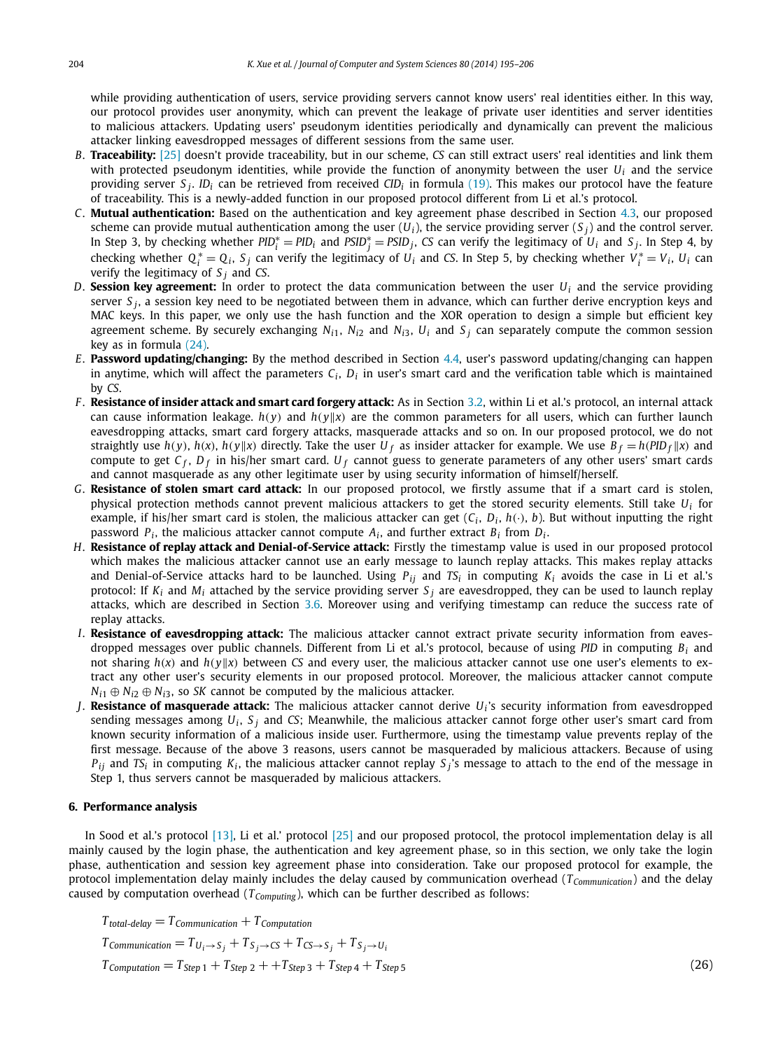while providing authentication of users, service providing servers cannot know users' real identities either. In this way, our protocol provides user anonymity, which can prevent the leakage of private user identities and server identities to malicious attackers. Updating users' pseudonym identities periodically and dynamically can prevent the malicious attacker linking eavesdropped messages of different sessions from the same user.

*B*. **Traceability:** [25] doesn't provide traceability, but in our scheme, *CS* can still extract users' real identities and link them with protected pseudonym identities, while provide the function of anonymity between the user $U_i$ and the service providing server $S_j$. $ID_i$ can be retrieved from received $CID_i$ in formula (19). This makes our protocol have the feature of traceability. This is a newly-added function in our proposed protocol different from Li et al.'s protocol.

*C*. **Mutual authentication:** Based on the authentication and key agreement phase described in Section 4.3, our proposed scheme can provide mutual authentication among the user ($U_i$), the service providing server ($S_j$) and the control server. In Step 3, by checking whether $PID_i^* = PID_i$ and $PSID_j^* = PSID_j$, *CS* can verify the legitimacy of $U_i$ and $S_j$. In Step 4, by checking whether $Q_i^* = Q_i$, $S_j$ can verify the legitimacy of $U_i$ and *CS*. In Step 5, by checking whether $V_i^* = V_i$, $U_i$ can verify the legitimacy of $S_j$ and *CS*.

*D*. **Session key agreement:** In order to protect the data communication between the user $U_i$ and the service providing server $S_j$, a session key need to be negotiated between them in advance, which can further derive encryption keys and MAC keys. In this paper, we only use the hash function and the XOR operation to design a simple but efficient key agreement scheme. By securely exchanging $N_{i1}$, $N_{i2}$ and $N_{i3}$, $U_i$ and $S_j$ can separately compute the common session key as in formula (24).

*E*. **Password updating/changing:** By the method described in Section 4.4, user's password updating/changing can happen in anytime, which will affect the parameters $C_i$, $D_i$ in user's smart card and the verification table which is maintained by *CS*.

*F*. **Resistance of insider attack and smart card forgery attack:** As in Section 3.2, within Li et al.'s protocol, an internal attack can cause information leakage. $h(y)$ and $h(y\|x)$ are the common parameters for all users, which can further launch eavesdropping attacks, smart card forgery attacks, masquerade attacks and so on. In our proposed protocol, we do not straightly use $h(y)$, $h(x)$, $h(y\|x)$ directly. Take the user $U_f$ as insider attacker for example. We use $B_f = h(PID_f\|x)$ and compute to get $C_f$, $D_f$ in his/her smart card. $U_f$ cannot guess to generate parameters of any other users' smart cards and cannot masquerade as any other legitimate user by using security information of himself/herself.

*G*. **Resistance of stolen smart card attack:** In our proposed protocol, we firstly assume that if a smart card is stolen, physical protection methods cannot prevent malicious attackers to get the stored security elements. Still take $U_i$ for example, if his/her smart card is stolen, the malicious attacker can get ($C_i$, $D_i$, $h(\cdot)$, $b$). But without inputting the right password $P_i$, the malicious attacker cannot compute $A_i$, and further extract $B_i$ from $D_i$.

*H*. **Resistance of replay attack and Denial-of-Service attack:** Firstly the timestamp value is used in our proposed protocol which makes the malicious attacker cannot use an early message to launch replay attacks. This makes replay attacks and Denial-of-Service attacks hard to be launched. Using $P_{ij}$ and $TS_i$ in computing $K_i$ avoids the case in Li et al.'s protocol: If $K_i$ and $M_i$ attached by the service providing server $S_j$ are eavesdropped, they can be used to launch replay attacks, which are described in Section 3.6. Moreover using and verifying timestamp can reduce the success rate of replay attacks.

*I*. **Resistance of eavesdropping attack:** The malicious attacker cannot extract private security information from eavesdropped messages over public channels. Different from Li et al.'s protocol, because of using *PID* in computing $B_i$ and not sharing $h(x)$ and $h(y\|x)$ between *CS* and every user, the malicious attacker cannot use one user's elements to extract any other user's security elements in our proposed protocol. Moreover, the malicious attacker cannot compute $N_{i1} \oplus N_{i2} \oplus N_{i3}$, so *SK* cannot be computed by the malicious attacker.

*J*. **Resistance of masquerade attack:** The malicious attacker cannot derive $U_i$'s security information from eavesdropped sending messages among $U_i$, $S_j$ and *CS*; Meanwhile, the malicious attacker cannot forge other user's smart card from known security information of a malicious inside user. Furthermore, using the timestamp value prevents replay of the first message. Because of the above 3 reasons, users cannot be masqueraded by malicious attackers. Because of using $P_{ij}$ and $TS_i$ in computing $K_i$, the malicious attacker cannot replay $S_j$'s message to attach to the end of the message in Step 1, thus servers cannot be masqueraded by malicious attackers.

## 6. Performance analysis

In Sood et al.'s protocol [13], Li et al.' protocol [25] and our proposed protocol, the protocol implementation delay is all mainly caused by the login phase, the authentication and key agreement phase, so in this section, we only take the login phase, authentication and session key agreement phase into consideration. Take our proposed protocol for example, the protocol implementation delay mainly includes the delay caused by communication overhead ($T_{Communication}$) and the delay caused by computation overhead ($T_{Computing}$), which can be further described as follows:

$$
\begin{aligned}
&T_{total\text{-}delay} = T_{Communication} + T_{Computation} \\
&T_{Communication} = T_{U_i \to S_j} + T_{S_j \to CS} + T_{CS \to S_j} + T_{S_j \to U_i} \\
&T_{Computation} = T_{Step\,1} + T_{Step\,2} + +T_{Step\,3} + T_{Step\,4} + T_{Step\,5}
\end{aligned}
\tag{26}
$$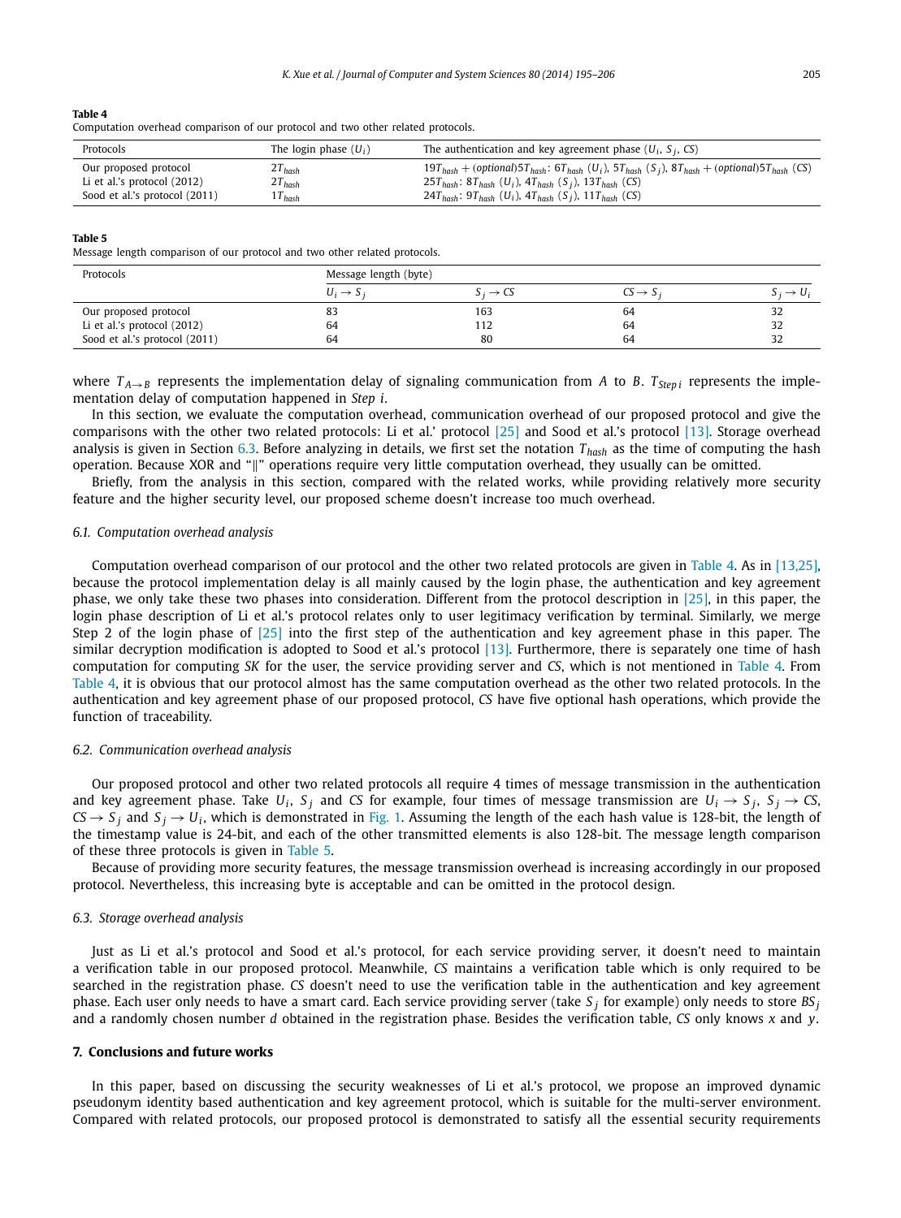**Table 4**
Computation overhead comparison of our protocol and two other related protocols.

| Protocols | The login phase ($U_i$) | The authentication and key agreement phase ($U_i$, $S_j$, $CS$) |
|---|---|---|
| Our proposed protocol | $2T_{hash}$ | $19T_{hash} + (optional)5T_{hash}$: $6T_{hash}$ ($U_i$), $5T_{hash}$ ($S_j$), $8T_{hash} + (optional)5T_{hash}$ ($CS$) |
| Li et al.'s protocol (2012) | $2T_{hash}$ | $25T_{hash}$: $8T_{hash}$ ($U_i$), $4T_{hash}$ ($S_j$), $13T_{hash}$ ($CS$) |
| Sood et al.'s protocol (2011) | $1T_{hash}$ | $24T_{hash}$: $9T_{hash}$ ($U_i$), $4T_{hash}$ ($S_j$), $11T_{hash}$ ($CS$) |

**Table 5**
Message length comparison of our protocol and two other related protocols.

| Protocols | Message length (byte) | | | |
|---|---|---|---|---|
| | $U_i \to S_j$ | $S_j \to CS$ | $CS \to S_j$ | $S_j \to U_i$ |
| Our proposed protocol | 83 | 163 | 64 | 32 |
| Li et al.'s protocol (2012) | 64 | 112 | 64 | 32 |
| Sood et al.'s protocol (2011) | 64 | 80 | 64 | 32 |

where $T_{A \to B}$ represents the implementation delay of signaling communication from $A$ to $B$. $T_{Step\,i}$ represents the implementation delay of computation happened in *Step i*.

In this section, we evaluate the computation overhead, communication overhead of our proposed protocol and give the comparisons with the other two related protocols: Li et al.' protocol [25] and Sood et al.'s protocol [13]. Storage overhead analysis is given in Section 6.3. Before analyzing in details, we first set the notation $T_{hash}$ as the time of computing the hash operation. Because XOR and "‖" operations require very little computation overhead, they usually can be omitted.

Briefly, from the analysis in this section, compared with the related works, while providing relatively more security feature and the higher security level, our proposed scheme doesn't increase too much overhead.

### 6.1. Computation overhead analysis

Computation overhead comparison of our protocol and the other two related protocols are given in Table 4. As in [13,25], because the protocol implementation delay is all mainly caused by the login phase, the authentication and key agreement phase, we only take these two phases into consideration. Different from the protocol description in [25], in this paper, the login phase description of Li et al.'s protocol relates only to user legitimacy verification by terminal. Similarly, we merge Step 2 of the login phase of [25] into the first step of the authentication and key agreement phase in this paper. The similar decryption modification is adopted to Sood et al.'s protocol [13]. Furthermore, there is separately one time of hash computation for computing *SK* for the user, the service providing server and *CS*, which is not mentioned in Table 4. From Table 4, it is obvious that our protocol almost has the same computation overhead as the other two related protocols. In the authentication and key agreement phase of our proposed protocol, *CS* have five optional hash operations, which provide the function of traceability.

### 6.2. Communication overhead analysis

Our proposed protocol and other two related protocols all require 4 times of message transmission in the authentication and key agreement phase. Take $U_i$, $S_j$ and $CS$ for example, four times of message transmission are $U_i \to S_j$, $S_j \to CS$, $CS \to S_j$ and $S_j \to U_i$, which is demonstrated in Fig. 1. Assuming the length of the each hash value is 128-bit, the length of the timestamp value is 24-bit, and each of the other transmitted elements is also 128-bit. The message length comparison of these three protocols is given in Table 5.

Because of providing more security features, the message transmission overhead is increasing accordingly in our proposed protocol. Nevertheless, this increasing byte is acceptable and can be omitted in the protocol design.

### 6.3. Storage overhead analysis

Just as Li et al.'s protocol and Sood et al.'s protocol, for each service providing server, it doesn't need to maintain a verification table in our proposed protocol. Meanwhile, *CS* maintains a verification table which is only required to be searched in the registration phase. *CS* doesn't need to use the verification table in the authentication and key agreement phase. Each user only needs to have a smart card. Each service providing server (take $S_j$ for example) only needs to store $BS_j$ and a randomly chosen number $d$ obtained in the registration phase. Besides the verification table, *CS* only knows $x$ and $y$.

## 7. Conclusions and future works

In this paper, based on discussing the security weaknesses of Li et al.'s protocol, we propose an improved dynamic pseudonym identity based authentication and key agreement protocol, which is suitable for the multi-server environment. Compared with related protocols, our proposed protocol is demonstrated to satisfy all the essential security requirements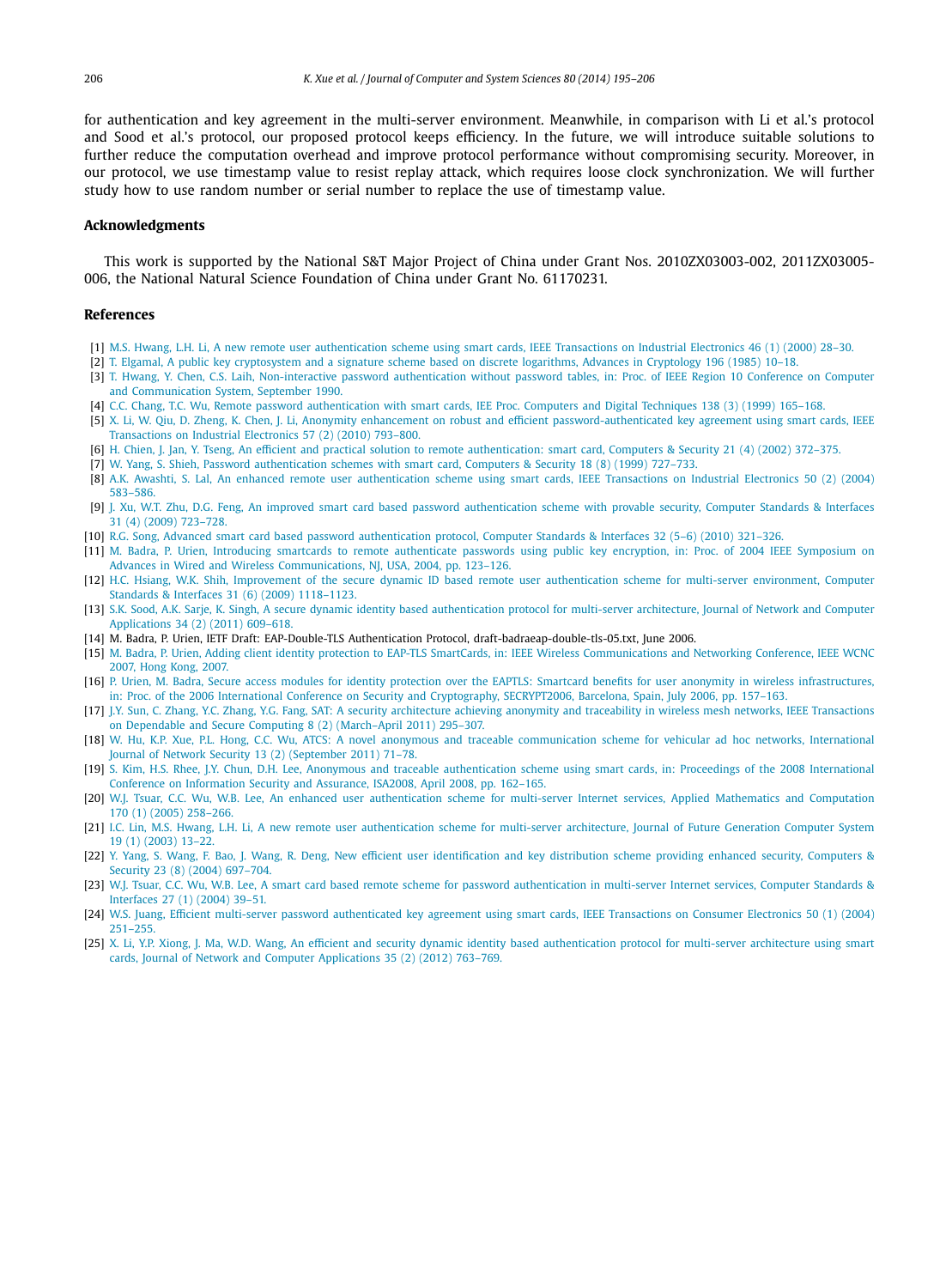for authentication and key agreement in the multi-server environment. Meanwhile, in comparison with Li et al.'s protocol and Sood et al.'s protocol, our proposed protocol keeps efficiency. In the future, we will introduce suitable solutions to further reduce the computation overhead and improve protocol performance without compromising security. Moreover, in our protocol, we use timestamp value to resist replay attack, which requires loose clock synchronization. We will further study how to use random number or serial number to replace the use of timestamp value.

## Acknowledgments

This work is supported by the National S&T Major Project of China under Grant Nos. 2010ZX03003-002, 2011ZX03005-006, the National Natural Science Foundation of China under Grant No. 61170231.

## References

[1] M.S. Hwang, L.H. Li, A new remote user authentication scheme using smart cards, IEEE Transactions on Industrial Electronics 46 (1) (2000) 28–30.

[2] T. Elgamal, A public key cryptosystem and a signature scheme based on discrete logarithms, Advances in Cryptology 196 (1985) 10–18.

[3] T. Hwang, Y. Chen, C.S. Laih, Non-interactive password authentication without password tables, in: Proc. of IEEE Region 10 Conference on Computer and Communication System, September 1990.

[4] C.C. Chang, T.C. Wu, Remote password authentication with smart cards, IEE Proc. Computers and Digital Techniques 138 (3) (1999) 165–168.

[5] X. Li, W. Qiu, D. Zheng, K. Chen, J. Li, Anonymity enhancement on robust and efficient password-authenticated key agreement using smart cards, IEEE Transactions on Industrial Electronics 57 (2) (2010) 793–800.

[6] H. Chien, J. Jan, Y. Tseng, An efficient and practical solution to remote authentication: smart card, Computers & Security 21 (4) (2002) 372–375.

[7] W. Yang, S. Shieh, Password authentication schemes with smart card, Computers & Security 18 (8) (1999) 727–733.

[8] A.K. Awashti, S. Lal, An enhanced remote user authentication scheme using smart cards, IEEE Transactions on Industrial Electronics 50 (2) (2004) 583–586.

[9] J. Xu, W.T. Zhu, D.G. Feng, An improved smart card based password authentication scheme with provable security, Computer Standards & Interfaces 31 (4) (2009) 723–728.

[10] R.G. Song, Advanced smart card based password authentication protocol, Computer Standards & Interfaces 32 (5–6) (2010) 321–326.

[11] M. Badra, P. Urien, Introducing smartcards to remote authenticate passwords using public key encryption, in: Proc. of 2004 IEEE Symposium on Advances in Wired and Wireless Communications, NJ, USA, 2004, pp. 123–126.

[12] H.C. Hsiang, W.K. Shih, Improvement of the secure dynamic ID based remote user authentication scheme for multi-server environment, Computer Standards & Interfaces 31 (6) (2009) 1118–1123.

[13] S.K. Sood, A.K. Sarje, K. Singh, A secure dynamic identity based authentication protocol for multi-server architecture, Journal of Network and Computer Applications 34 (2) (2011) 609–618.

[14] M. Badra, P. Urien, IETF Draft: EAP-Double-TLS Authentication Protocol, draft-badraeap-double-tls-05.txt, June 2006.

[15] M. Badra, P. Urien, Adding client identity protection to EAP-TLS SmartCards, in: IEEE Wireless Communications and Networking Conference, IEEE WCNC 2007, Hong Kong, 2007.

[16] P. Urien, M. Badra, Secure access modules for identity protection over the EAPTLS: Smartcard benefits for user anonymity in wireless infrastructures, in: Proc. of the 2006 International Conference on Security and Cryptography, SECRYPT2006, Barcelona, Spain, July 2006, pp. 157–163.

[17] J.Y. Sun, C. Zhang, Y.C. Zhang, Y.G. Fang, SAT: A security architecture achieving anonymity and traceability in wireless mesh networks, IEEE Transactions on Dependable and Secure Computing 8 (2) (March–April 2011) 295–307.

[18] W. Hu, K.P. Xue, P.L. Hong, C.C. Wu, ATCS: A novel anonymous and traceable communication scheme for vehicular ad hoc networks, International Journal of Network Security 13 (2) (September 2011) 71–78.

[19] S. Kim, H.S. Rhee, J.Y. Chun, D.H. Lee, Anonymous and traceable authentication scheme using smart cards, in: Proceedings of the 2008 International Conference on Information Security and Assurance, ISA2008, April 2008, pp. 162–165.

[20] W.J. Tsuar, C.C. Wu, W.B. Lee, An enhanced user authentication scheme for multi-server Internet services, Applied Mathematics and Computation 170 (1) (2005) 258–266.

[21] I.C. Lin, M.S. Hwang, L.H. Li, A new remote user authentication scheme for multi-server architecture, Journal of Future Generation Computer System 19 (1) (2003) 13–22.

[22] Y. Yang, S. Wang, F. Bao, J. Wang, R. Deng, New efficient user identification and key distribution scheme providing enhanced security, Computers & Security 23 (8) (2004) 697–704.

[23] W.J. Tsuar, C.C. Wu, W.B. Lee, A smart card based remote scheme for password authentication in multi-server Internet services, Computer Standards & Interfaces 27 (1) (2004) 39–51.

[24] W.S. Juang, Efficient multi-server password authenticated key agreement using smart cards, IEEE Transactions on Consumer Electronics 50 (1) (2004) 251–255.

[25] X. Li, Y.P. Xiong, J. Ma, W.D. Wang, An efficient and security dynamic identity based authentication protocol for multi-server architecture using smart cards, Journal of Network and Computer Applications 35 (2) (2012) 763–769.